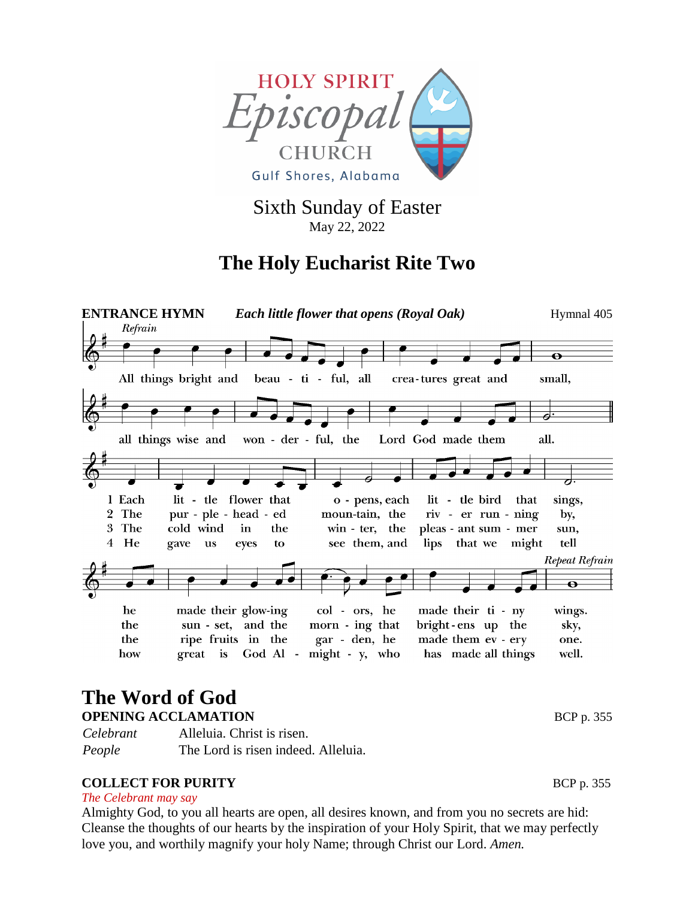HOLY SPIRIT
Episcopal
CHURCH
Gulf Shores, Alabama

Sixth Sunday of Easter
May 22, 2022

# The Holy Eucharist Rite Two

**ENTRANCE HYMN** ***Each little flower that opens (Royal Oak)*** Hymnal 405

*Refrain*

All things bright and beau - ti - ful, all crea-tures great and small,
all things wise and won - der - ful, the Lord God made them all.

1 Each lit - tle flower that o - pens, each lit - tle bird that sings, he made their glow-ing col - ors, he made their ti - ny wings.
2 The pur - ple - head - ed moun-tain, the riv - er run - ning by, the sun - set, and the morn - ing that bright-ens up the sky,
3 The cold wind in the win - ter, the pleas - ant sum - mer sun, the ripe fruits in the gar - den, he made them ev - ery one.
4 He gave us eyes to see them, and lips that we might tell how great is God Al - might - y, who has made all things well.

*Repeat Refrain*

## The Word of God

**OPENING ACCLAMATION** BCP p. 355

*Celebrant* Alleluia. Christ is risen.
*People* The Lord is risen indeed. Alleluia.

**COLLECT FOR PURITY** BCP p. 355

*The Celebrant may say*

Almighty God, to you all hearts are open, all desires known, and from you no secrets are hid: Cleanse the thoughts of our hearts by the inspiration of your Holy Spirit, that we may perfectly love you, and worthily magnify your holy Name; through Christ our Lord. *Amen.*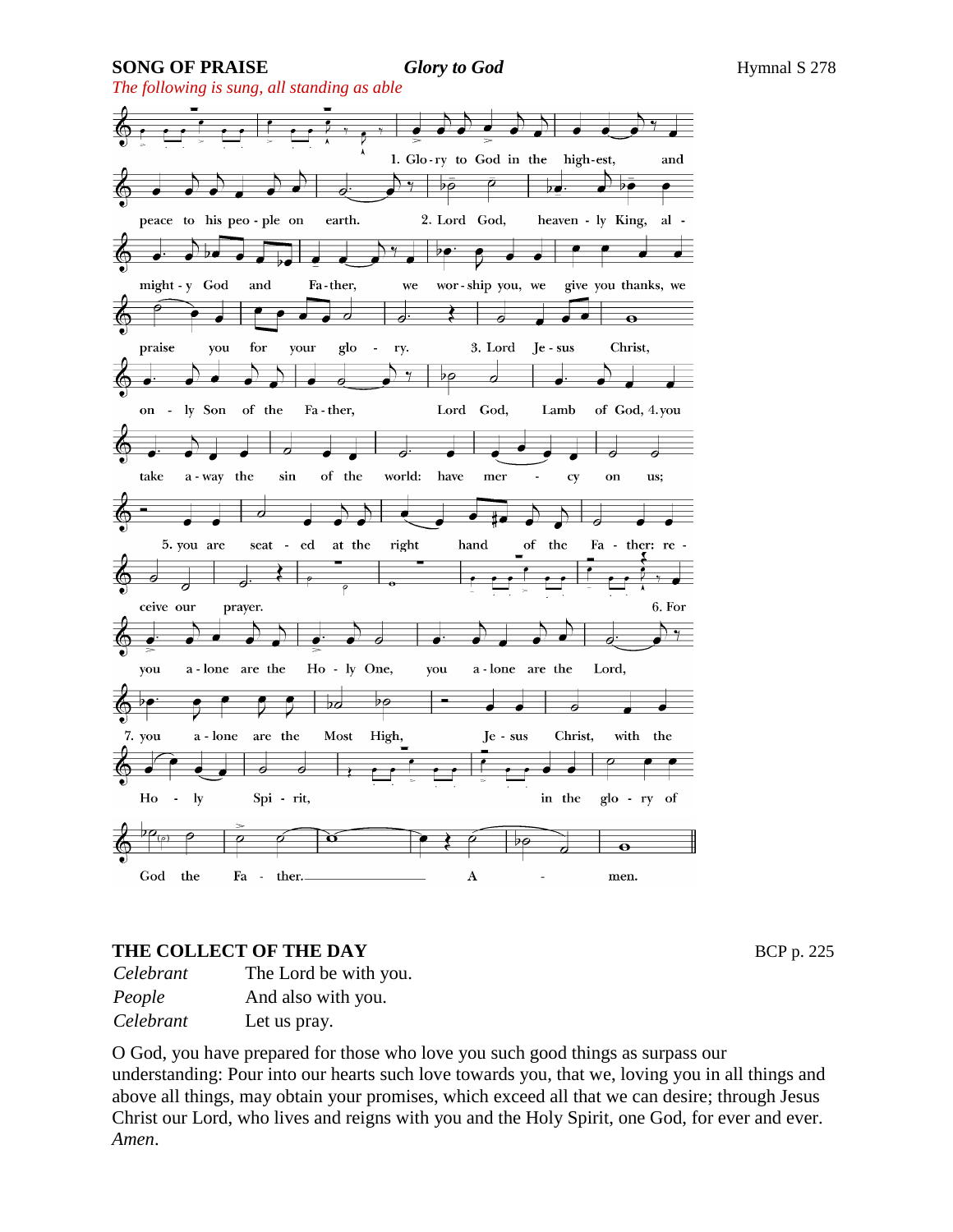**SONG OF PRAISE** ***Glory to God*** Hymnal S 278

*The following is sung, all standing as able*

1. Glory to God in the highest, and peace to his people on earth.
2. Lord God, heavenly King, almighty God and Father, we worship you, we give you thanks, we praise you for your glory.
3. Lord Jesus Christ, only Son of the Father, Lord God, Lamb of God,
4. you take away the sin of the world: have mercy on us;
5. you are seated at the right hand of the Father: receive our prayer.
6. For you alone are the Holy One, you alone are the Lord,
7. you alone are the Most High, Jesus Christ, with the Holy Spirit, in the glory of God the Father. Amen.

**THE COLLECT OF THE DAY** BCP p. 225

*Celebrant* The Lord be with you.
*People* And also with you.
*Celebrant* Let us pray.

O God, you have prepared for those who love you such good things as surpass our understanding: Pour into our hearts such love towards you, that we, loving you in all things and above all things, may obtain your promises, which exceed all that we can desire; through Jesus Christ our Lord, who lives and reigns with you and the Holy Spirit, one God, for ever and ever. *Amen*.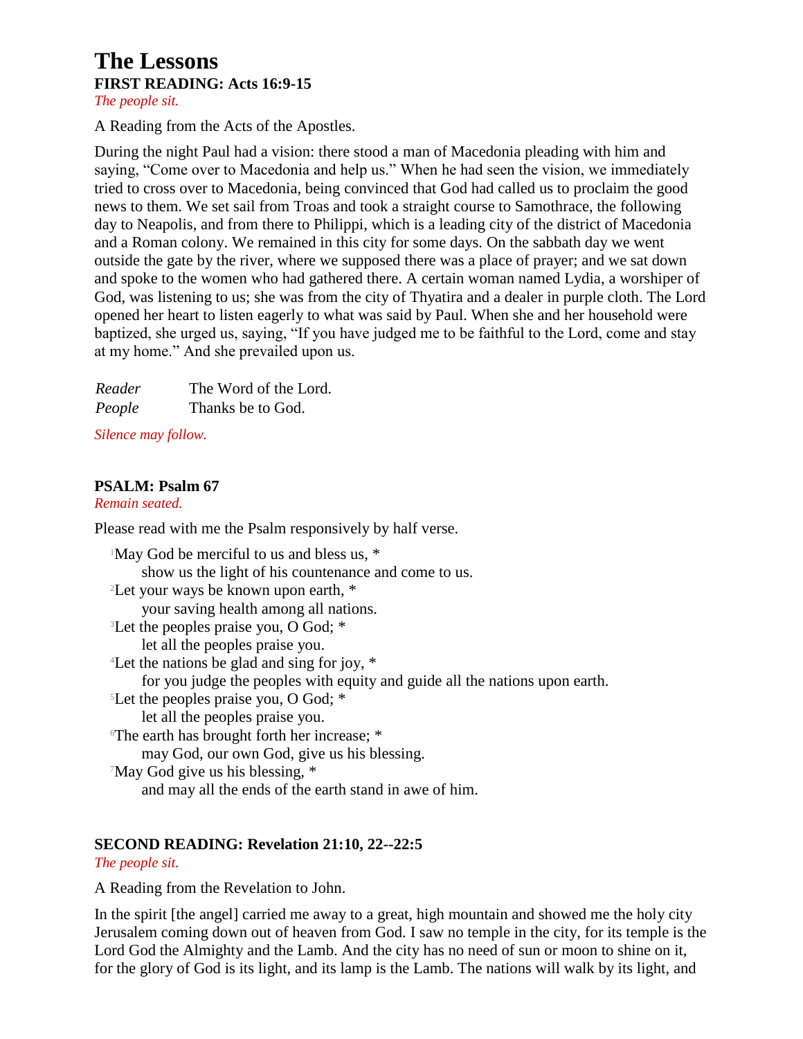# The Lessons

### FIRST READING: Acts 16:9-15

*The people sit.*

A Reading from the Acts of the Apostles.

During the night Paul had a vision: there stood a man of Macedonia pleading with him and saying, “Come over to Macedonia and help us.” When he had seen the vision, we immediately tried to cross over to Macedonia, being convinced that God had called us to proclaim the good news to them. We set sail from Troas and took a straight course to Samothrace, the following day to Neapolis, and from there to Philippi, which is a leading city of the district of Macedonia and a Roman colony. We remained in this city for some days. On the sabbath day we went outside the gate by the river, where we supposed there was a place of prayer; and we sat down and spoke to the women who had gathered there. A certain woman named Lydia, a worshiper of God, was listening to us; she was from the city of Thyatira and a dealer in purple cloth. The Lord opened her heart to listen eagerly to what was said by Paul. When she and her household were baptized, she urged us, saying, “If you have judged me to be faithful to the Lord, come and stay at my home.” And she prevailed upon us.

*Reader* The Word of the Lord.
*People* Thanks be to God.

*Silence may follow.*

### PSALM: Psalm 67

*Remain seated.*

Please read with me the Psalm responsively by half verse.

1 May God be merciful to us and bless us, *
  show us the light of his countenance and come to us.
2 Let your ways be known upon earth, *
  your saving health among all nations.
3 Let the peoples praise you, O God; *
  let all the peoples praise you.
4 Let the nations be glad and sing for joy, *
  for you judge the peoples with equity and guide all the nations upon earth.
5 Let the peoples praise you, O God; *
  let all the peoples praise you.
6 The earth has brought forth her increase; *
  may God, our own God, give us his blessing.
7 May God give us his blessing, *
  and may all the ends of the earth stand in awe of him.

### SECOND READING: Revelation 21:10, 22--22:5

*The people sit.*

A Reading from the Revelation to John.

In the spirit [the angel] carried me away to a great, high mountain and showed me the holy city Jerusalem coming down out of heaven from God. I saw no temple in the city, for its temple is the Lord God the Almighty and the Lamb. And the city has no need of sun or moon to shine on it, for the glory of God is its light, and its lamp is the Lamb. The nations will walk by its light, and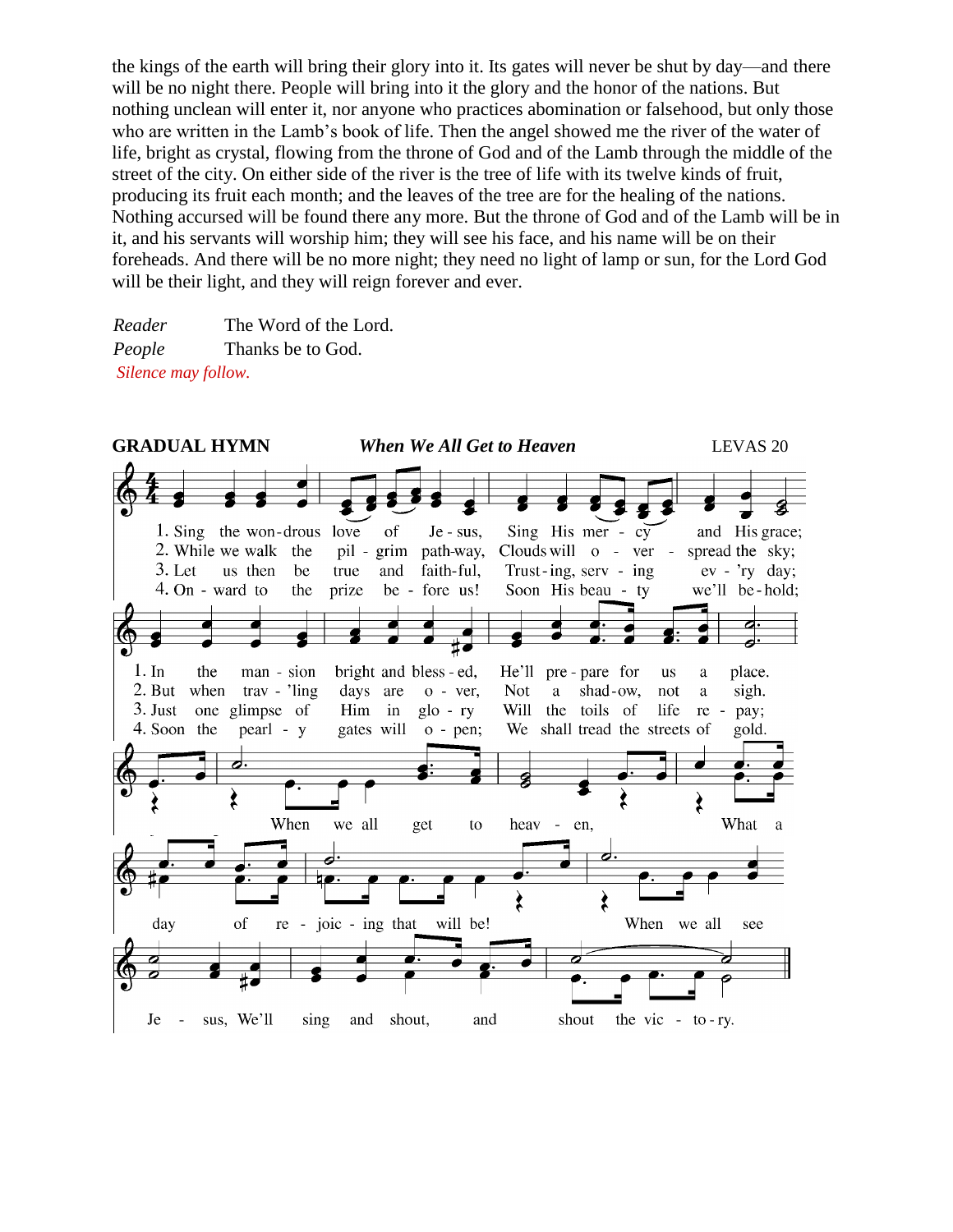the kings of the earth will bring their glory into it. Its gates will never be shut by day—and there will be no night there. People will bring into it the glory and the honor of the nations. But nothing unclean will enter it, nor anyone who practices abomination or falsehood, but only those who are written in the Lamb's book of life. Then the angel showed me the river of the water of life, bright as crystal, flowing from the throne of God and of the Lamb through the middle of the street of the city. On either side of the river is the tree of life with its twelve kinds of fruit, producing its fruit each month; and the leaves of the tree are for the healing of the nations. Nothing accursed will be found there any more. But the throne of God and of the Lamb will be in it, and his servants will worship him; they will see his face, and his name will be on their foreheads. And there will be no more night; they need no light of lamp or sun, for the Lord God will be their light, and they will reign forever and ever.

*Reader* The Word of the Lord.
*People* Thanks be to God.
*Silence may follow.*

**GRADUAL HYMN** ***When We All Get to Heaven*** LEVAS 20

1. Sing the wondrous love of Jesus, Sing His mercy and His grace; In the mansion bright and blessed, He'll prepare for us a place.
2. While we walk the pilgrim pathway, Clouds will over-spread the sky; But when trav'ling days are over, Not a shadow, not a sigh.
3. Let us then be true and faithful, Trusting, serving ev'ry day; Just one glimpse of Him in glory Will the toils of life repay;
4. Onward to the prize before us! Soon His beauty we'll behold; Soon the pearly gates will open; We shall tread the streets of gold.

When we all get to heaven, What a day of rejoicing that will be! When we all see Jesus, We'll sing and shout, and shout the victory.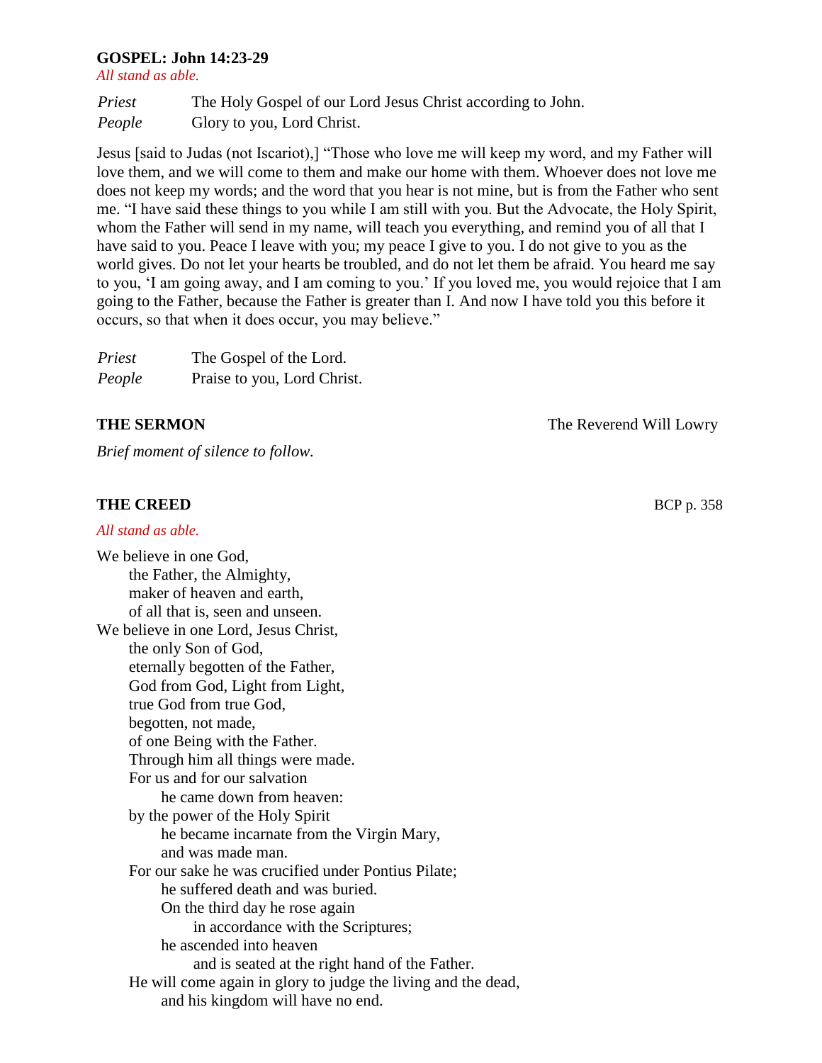**GOSPEL: John 14:23-29**

*All stand as able.*

*Priest* The Holy Gospel of our Lord Jesus Christ according to John.
*People* Glory to you, Lord Christ.

Jesus [said to Judas (not Iscariot),] "Those who love me will keep my word, and my Father will love them, and we will come to them and make our home with them. Whoever does not love me does not keep my words; and the word that you hear is not mine, but is from the Father who sent me. "I have said these things to you while I am still with you. But the Advocate, the Holy Spirit, whom the Father will send in my name, will teach you everything, and remind you of all that I have said to you. Peace I leave with you; my peace I give to you. I do not give to you as the world gives. Do not let your hearts be troubled, and do not let them be afraid. You heard me say to you, 'I am going away, and I am coming to you.' If you loved me, you would rejoice that I am going to the Father, because the Father is greater than I. And now I have told you this before it occurs, so that when it does occur, you may believe."

*Priest* The Gospel of the Lord.
*People* Praise to you, Lord Christ.

**THE SERMON** The Reverend Will Lowry

*Brief moment of silence to follow.*

**THE CREED** BCP p. 358

*All stand as able.*

We believe in one God,
  the Father, the Almighty,
  maker of heaven and earth,
  of all that is, seen and unseen.
We believe in one Lord, Jesus Christ,
  the only Son of God,
  eternally begotten of the Father,
  God from God, Light from Light,
  true God from true God,
  begotten, not made,
  of one Being with the Father.
  Through him all things were made.
  For us and for our salvation
    he came down from heaven:
  by the power of the Holy Spirit
    he became incarnate from the Virgin Mary,
    and was made man.
  For our sake he was crucified under Pontius Pilate;
    he suffered death and was buried.
    On the third day he rose again
      in accordance with the Scriptures;
    he ascended into heaven
      and is seated at the right hand of the Father.
  He will come again in glory to judge the living and the dead,
    and his kingdom will have no end.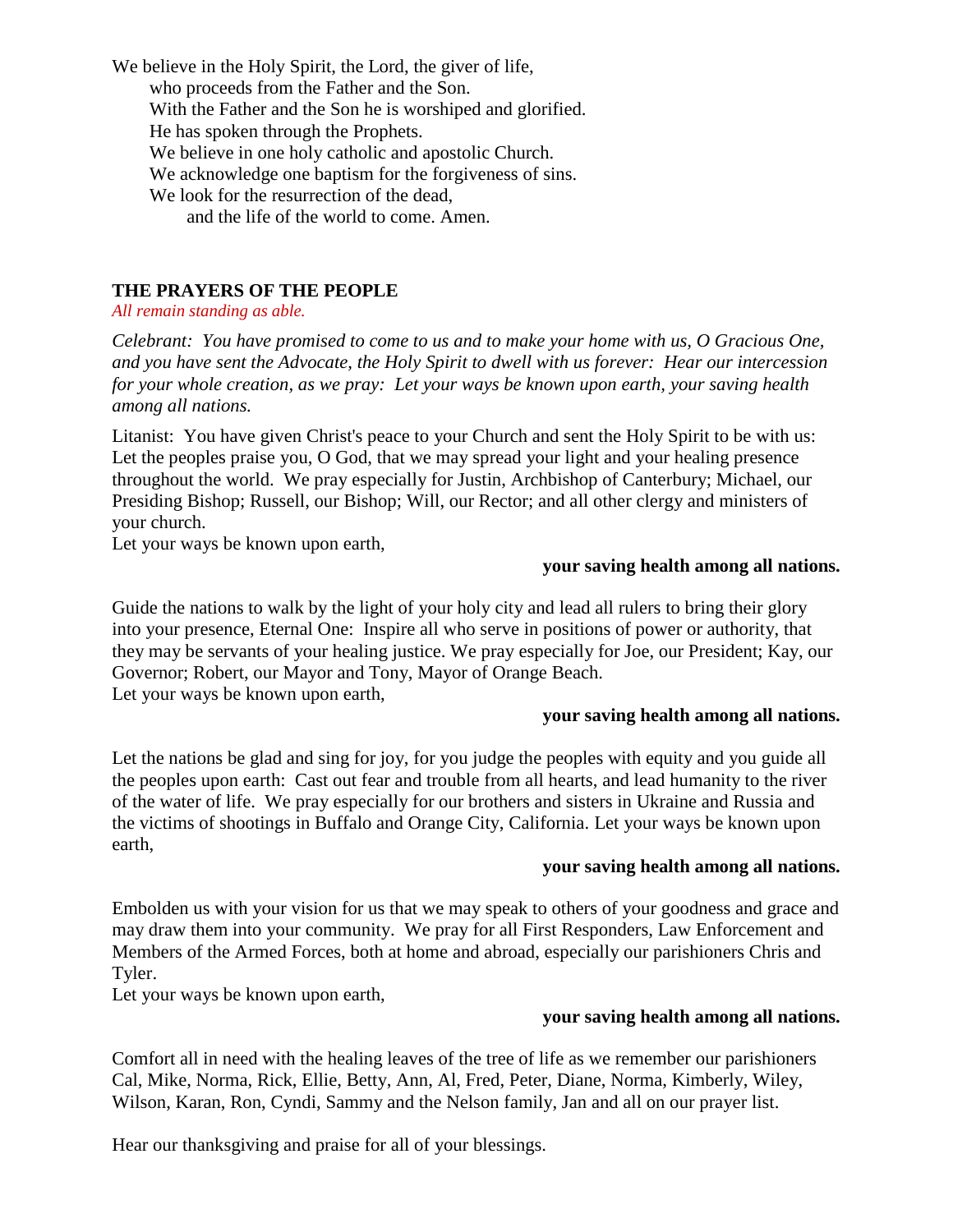We believe in the Holy Spirit, the Lord, the giver of life,
who proceeds from the Father and the Son.
With the Father and the Son he is worshiped and glorified.
He has spoken through the Prophets.
We believe in one holy catholic and apostolic Church.
We acknowledge one baptism for the forgiveness of sins.
We look for the resurrection of the dead,
and the life of the world to come. Amen.

## THE PRAYERS OF THE PEOPLE

*All remain standing as able.*

*Celebrant: You have promised to come to us and to make your home with us, O Gracious One, and you have sent the Advocate, the Holy Spirit to dwell with us forever: Hear our intercession for your whole creation, as we pray: Let your ways be known upon earth, your saving health among all nations.*

Litanist: You have given Christ's peace to your Church and sent the Holy Spirit to be with us: Let the peoples praise you, O God, that we may spread your light and your healing presence throughout the world. We pray especially for Justin, Archbishop of Canterbury; Michael, our Presiding Bishop; Russell, our Bishop; Will, our Rector; and all other clergy and ministers of your church.
Let your ways be known upon earth,

**your saving health among all nations.**

Guide the nations to walk by the light of your holy city and lead all rulers to bring their glory into your presence, Eternal One: Inspire all who serve in positions of power or authority, that they may be servants of your healing justice. We pray especially for Joe, our President; Kay, our Governor; Robert, our Mayor and Tony, Mayor of Orange Beach.
Let your ways be known upon earth,

**your saving health among all nations.**

Let the nations be glad and sing for joy, for you judge the peoples with equity and you guide all the peoples upon earth: Cast out fear and trouble from all hearts, and lead humanity to the river of the water of life. We pray especially for our brothers and sisters in Ukraine and Russia and the victims of shootings in Buffalo and Orange City, California. Let your ways be known upon earth,

**your saving health among all nations.**

Embolden us with your vision for us that we may speak to others of your goodness and grace and may draw them into your community. We pray for all First Responders, Law Enforcement and Members of the Armed Forces, both at home and abroad, especially our parishioners Chris and Tyler.
Let your ways be known upon earth,

**your saving health among all nations.**

Comfort all in need with the healing leaves of the tree of life as we remember our parishioners Cal, Mike, Norma, Rick, Ellie, Betty, Ann, Al, Fred, Peter, Diane, Norma, Kimberly, Wiley, Wilson, Karan, Ron, Cyndi, Sammy and the Nelson family, Jan and all on our prayer list.

Hear our thanksgiving and praise for all of your blessings.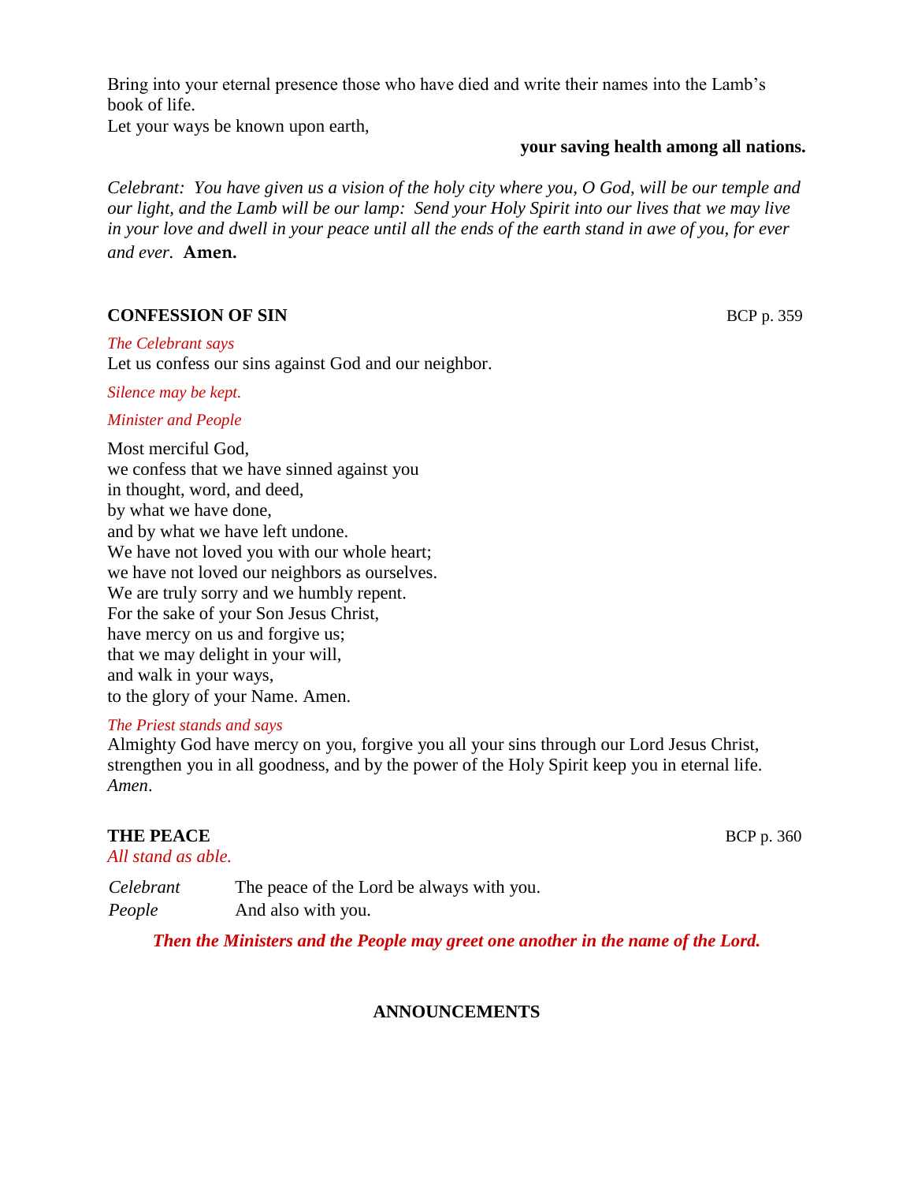Bring into your eternal presence those who have died and write their names into the Lamb's book of life.
Let your ways be known upon earth,

**your saving health among all nations.**

*Celebrant: You have given us a vision of the holy city where you, O God, will be our temple and our light, and the Lamb will be our lamp: Send your Holy Spirit into our lives that we may live in your love and dwell in your peace until all the ends of the earth stand in awe of you, for ever and ever.* **Amen.**

## CONFESSION OF SIN

BCP p. 359

*The Celebrant says*
Let us confess our sins against God and our neighbor.

*Silence may be kept.*

*Minister and People*

Most merciful God,
we confess that we have sinned against you
in thought, word, and deed,
by what we have done,
and by what we have left undone.
We have not loved you with our whole heart;
we have not loved our neighbors as ourselves.
We are truly sorry and we humbly repent.
For the sake of your Son Jesus Christ,
have mercy on us and forgive us;
that we may delight in your will,
and walk in your ways,
to the glory of your Name. Amen.

*The Priest stands and says*
Almighty God have mercy on you, forgive you all your sins through our Lord Jesus Christ, strengthen you in all goodness, and by the power of the Holy Spirit keep you in eternal life. *Amen*.

## THE PEACE

BCP p. 360

*All stand as able.*

*Celebrant* The peace of the Lord be always with you.
*People* And also with you.

***Then the Ministers and the People may greet one another in the name of the Lord.***

## ANNOUNCEMENTS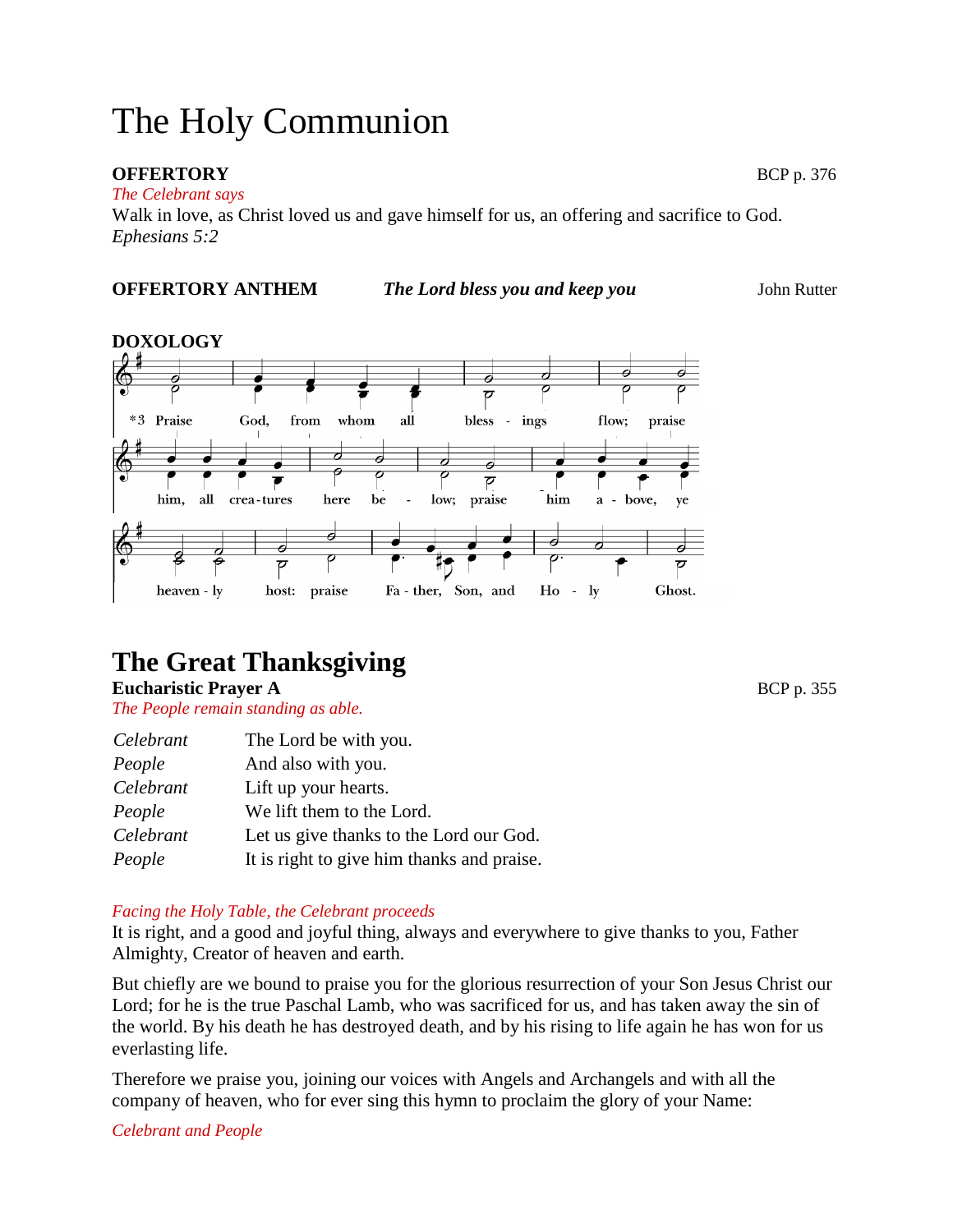# The Holy Communion

**OFFERTORY** BCP p. 376

*The Celebrant says*

Walk in love, as Christ loved us and gave himself for us, an offering and sacrifice to God. *Ephesians 5:2*

**OFFERTORY ANTHEM** ***The Lord bless you and keep you*** John Rutter

**DOXOLOGY**

*3 Praise God, from whom all bless - ings flow; praise him, all crea-tures here be - low; praise him a - bove, ye heaven - ly host: praise Fa - ther, Son, and Ho - ly Ghost.

## The Great Thanksgiving

**Eucharistic Prayer A** BCP p. 355

*The People remain standing as able.*

| | |
|---|---|
| *Celebrant* | The Lord be with you. |
| *People* | And also with you. |
| *Celebrant* | Lift up your hearts. |
| *People* | We lift them to the Lord. |
| *Celebrant* | Let us give thanks to the Lord our God. |
| *People* | It is right to give him thanks and praise. |

*Facing the Holy Table, the Celebrant proceeds*

It is right, and a good and joyful thing, always and everywhere to give thanks to you, Father Almighty, Creator of heaven and earth.

But chiefly are we bound to praise you for the glorious resurrection of your Son Jesus Christ our Lord; for he is the true Paschal Lamb, who was sacrificed for us, and has taken away the sin of the world. By his death he has destroyed death, and by his rising to life again he has won for us everlasting life.

Therefore we praise you, joining our voices with Angels and Archangels and with all the company of heaven, who for ever sing this hymn to proclaim the glory of your Name:

*Celebrant and People*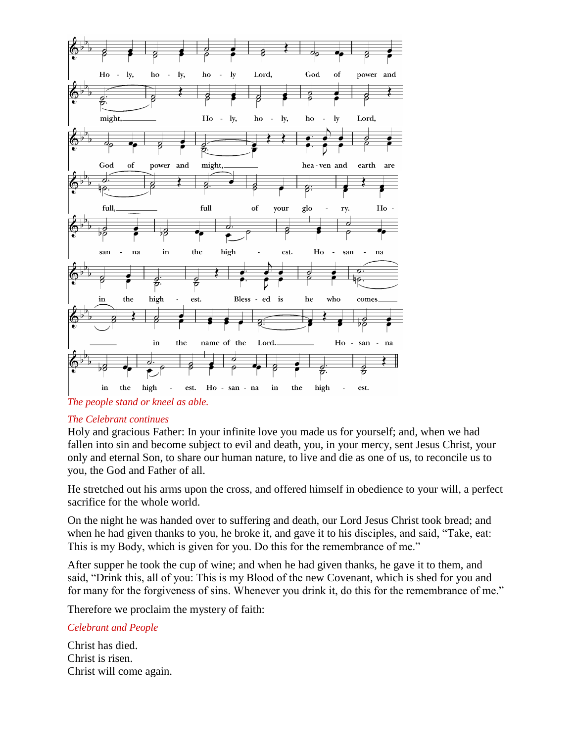Holy, holy, holy Lord, God of power and might, holy, holy, holy Lord, God of power and might, heaven and earth are full, full of your glory. Hosanna in the highest. Hosanna in the highest. Blessed is he who comes in the name of the Lord. Hosanna in the highest. Hosanna in the highest.

*The people stand or kneel as able.*

*The Celebrant continues*

Holy and gracious Father: In your infinite love you made us for yourself; and, when we had fallen into sin and become subject to evil and death, you, in your mercy, sent Jesus Christ, your only and eternal Son, to share our human nature, to live and die as one of us, to reconcile us to you, the God and Father of all.

He stretched out his arms upon the cross, and offered himself in obedience to your will, a perfect sacrifice for the whole world.

On the night he was handed over to suffering and death, our Lord Jesus Christ took bread; and when he had given thanks to you, he broke it, and gave it to his disciples, and said, "Take, eat: This is my Body, which is given for you. Do this for the remembrance of me."

After supper he took the cup of wine; and when he had given thanks, he gave it to them, and said, "Drink this, all of you: This is my Blood of the new Covenant, which is shed for you and for many for the forgiveness of sins. Whenever you drink it, do this for the remembrance of me."

Therefore we proclaim the mystery of faith:

*Celebrant and People*

Christ has died.
Christ is risen.
Christ will come again.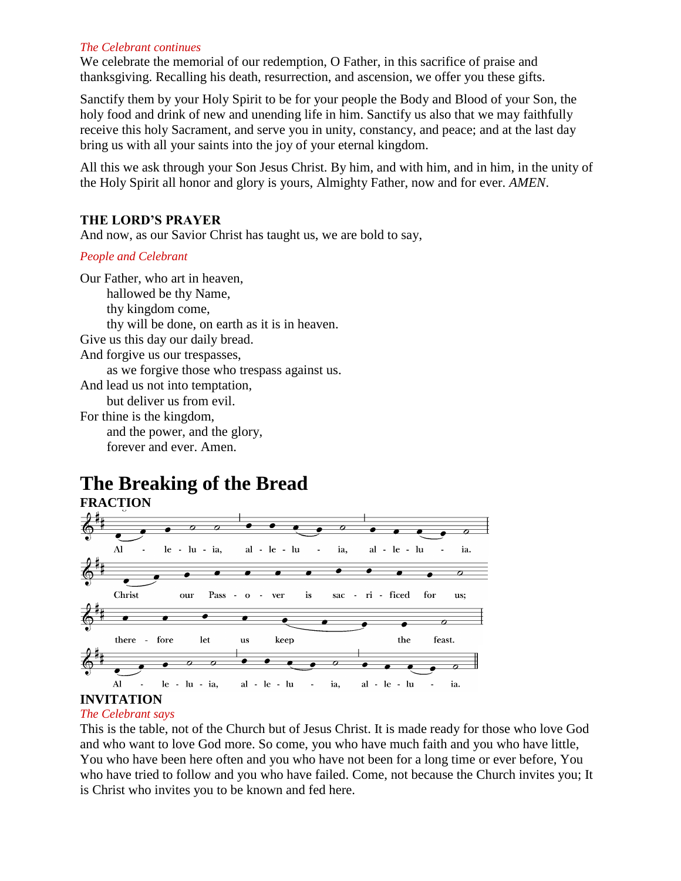*The Celebrant continues*

We celebrate the memorial of our redemption, O Father, in this sacrifice of praise and thanksgiving. Recalling his death, resurrection, and ascension, we offer you these gifts.

Sanctify them by your Holy Spirit to be for your people the Body and Blood of your Son, the holy food and drink of new and unending life in him. Sanctify us also that we may faithfully receive this holy Sacrament, and serve you in unity, constancy, and peace; and at the last day bring us with all your saints into the joy of your eternal kingdom.

All this we ask through your Son Jesus Christ. By him, and with him, and in him, in the unity of the Holy Spirit all honor and glory is yours, Almighty Father, now and for ever. *AMEN*.

**THE LORD'S PRAYER**

And now, as our Savior Christ has taught us, we are bold to say,

*People and Celebrant*

Our Father, who art in heaven,
    hallowed be thy Name,
    thy kingdom come,
    thy will be done, on earth as it is in heaven.
Give us this day our daily bread.
And forgive us our trespasses,
    as we forgive those who trespass against us.
And lead us not into temptation,
    but deliver us from evil.
For thine is the kingdom,
    and the power, and the glory,
    forever and ever. Amen.

# The Breaking of the Bread

**FRACTION**

Al - le - lu - ia, al - le - lu - ia, al - le - lu - ia.
Christ our Pass - o - ver is sac - ri - ficed for us;
there - fore let us keep the feast.
Al - le - lu - ia, al - le - lu - ia, al - le - lu - ia.

**INVITATION**

*The Celebrant says*

This is the table, not of the Church but of Jesus Christ. It is made ready for those who love God and who want to love God more. So come, you who have much faith and you who have little, You who have been here often and you who have not been for a long time or ever before, You who have tried to follow and you who have failed. Come, not because the Church invites you; It is Christ who invites you to be known and fed here.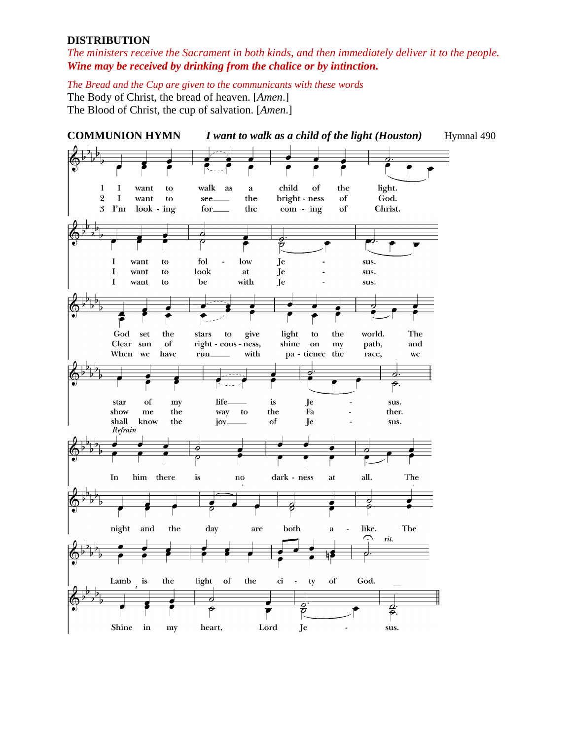**DISTRIBUTION**

*The ministers receive the Sacrament in both kinds, and then immediately deliver it to the people.*
***Wine may be received by drinking from the chalice or by intinction.***

*The Bread and the Cup are given to the communicants with these words*
The Body of Christ, the bread of heaven. [*Amen*.]
The Blood of Christ, the cup of salvation. [*Amen*.]

**COMMUNION HYMN** ***I want to walk as a child of the light (Houston)*** Hymnal 490

1 I want to walk as a child of the light. I want to follow Jesus. God set the stars to give light to the world. The star of my life is Jesus.

2 I want to see the brightness of God. I want to look at Jesus. Clear sun of righteousness, shine on my path, and show me the way to the Father.

3 I'm looking for the coming of Christ. I want to be with Jesus. When we have run with patience the race, we shall know the joy of Jesus.

*Refrain*
In him there is no darkness at all. The night and the day are both alike. The Lamb is the light of the city of God. *rit.* Shine in my heart, Lord Jesus.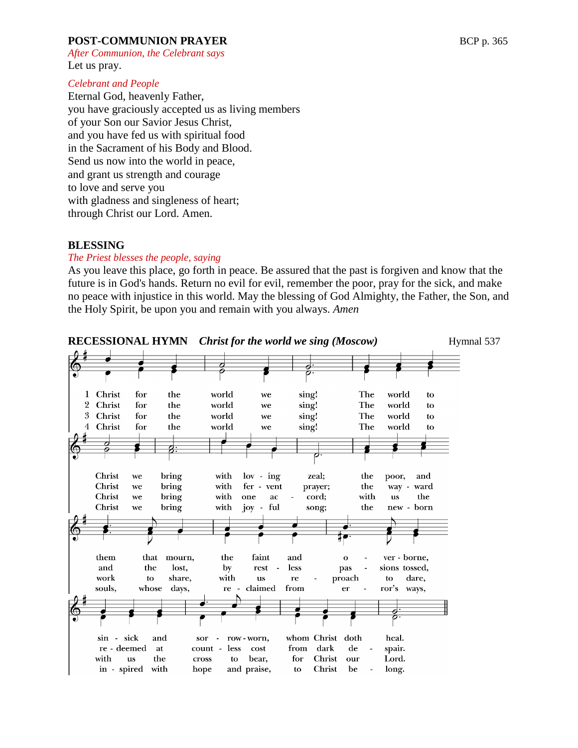**POST-COMMUNION PRAYER** BCP p. 365

*After Communion, the Celebrant says*

Let us pray.

*Celebrant and People*

Eternal God, heavenly Father,
you have graciously accepted us as living members
of your Son our Savior Jesus Christ,
and you have fed us with spiritual food
in the Sacrament of his Body and Blood.
Send us now into the world in peace,
and grant us strength and courage
to love and serve you
with gladness and singleness of heart;
through Christ our Lord. Amen.

**BLESSING**

*The Priest blesses the people, saying*

As you leave this place, go forth in peace. Be assured that the past is forgiven and know that the future is in God's hands. Return no evil for evil, remember the poor, pray for the sick, and make no peace with injustice in this world. May the blessing of God Almighty, the Father, the Son, and the Holy Spirit, be upon you and remain with you always. *Amen*

**RECESSIONAL HYMN** ***Christ for the world we sing (Moscow)*** Hymnal 537

1 Christ for the world we sing! The world to Christ we bring with lov-ing zeal; the poor, and them that mourn, the faint and o-ver-borne, sin-sick and sor-row-worn, whom Christ doth heal.

2 Christ for the world we sing! The world to Christ we bring with fer-vent prayer; the way-ward and the lost, by rest-less pas-sions tossed, re-deemed at count-less cost from dark de-spair.

3 Christ for the world we sing! The world to Christ we bring with one ac-cord; with us the work to share, with us re-proach to dare, with us the cross to bear, for Christ our Lord.

4 Christ for the world we sing! The world to Christ we bring with joy-ful song; the new-born souls, whose days, re-claimed from er-ror's ways, in-spired with hope and praise, to Christ be-long.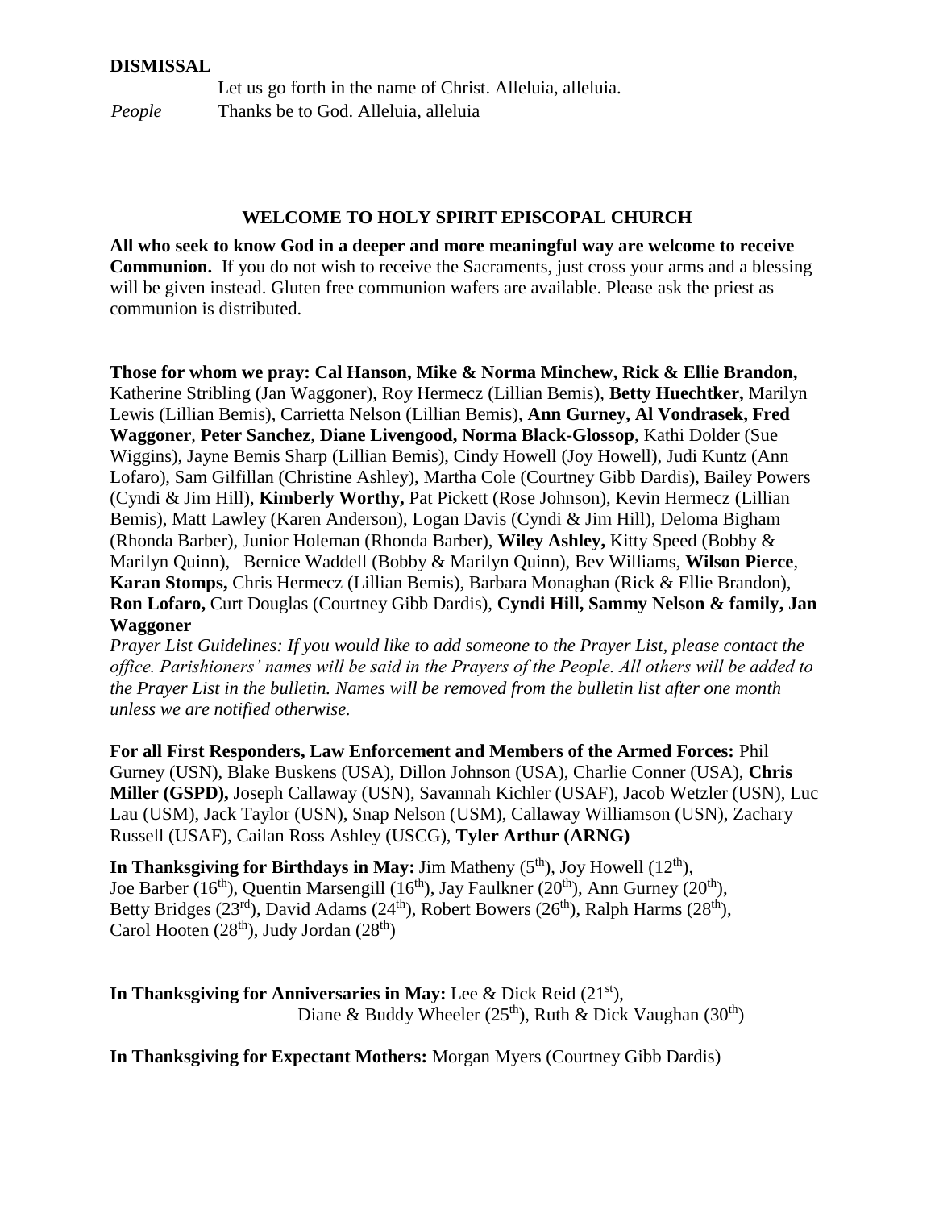**DISMISSAL**

Let us go forth in the name of Christ. Alleluia, alleluia.

*People* Thanks be to God. Alleluia, alleluia

## WELCOME TO HOLY SPIRIT EPISCOPAL CHURCH

**All who seek to know God in a deeper and more meaningful way are welcome to receive Communion.** If you do not wish to receive the Sacraments, just cross your arms and a blessing will be given instead. Gluten free communion wafers are available. Please ask the priest as communion is distributed.

**Those for whom we pray: Cal Hanson, Mike & Norma Minchew, Rick & Ellie Brandon,** Katherine Stribling (Jan Waggoner), Roy Hermecz (Lillian Bemis), **Betty Huechtker,** Marilyn Lewis (Lillian Bemis), Carrietta Nelson (Lillian Bemis), **Ann Gurney, Al Vondrasek, Fred Waggoner**, **Peter Sanchez**, **Diane Livengood, Norma Black-Glossop**, Kathi Dolder (Sue Wiggins), Jayne Bemis Sharp (Lillian Bemis), Cindy Howell (Joy Howell), Judi Kuntz (Ann Lofaro), Sam Gilfillan (Christine Ashley), Martha Cole (Courtney Gibb Dardis), Bailey Powers (Cyndi & Jim Hill), **Kimberly Worthy,** Pat Pickett (Rose Johnson), Kevin Hermecz (Lillian Bemis), Matt Lawley (Karen Anderson), Logan Davis (Cyndi & Jim Hill), Deloma Bigham (Rhonda Barber), Junior Holeman (Rhonda Barber), **Wiley Ashley,** Kitty Speed (Bobby & Marilyn Quinn), Bernice Waddell (Bobby & Marilyn Quinn), Bev Williams, **Wilson Pierce**, **Karan Stomps,** Chris Hermecz (Lillian Bemis), Barbara Monaghan (Rick & Ellie Brandon), **Ron Lofaro,** Curt Douglas (Courtney Gibb Dardis), **Cyndi Hill, Sammy Nelson & family, Jan Waggoner**

*Prayer List Guidelines: If you would like to add someone to the Prayer List, please contact the office. Parishioners' names will be said in the Prayers of the People. All others will be added to the Prayer List in the bulletin. Names will be removed from the bulletin list after one month unless we are notified otherwise.*

**For all First Responders, Law Enforcement and Members of the Armed Forces:** Phil Gurney (USN), Blake Buskens (USA), Dillon Johnson (USA), Charlie Conner (USA), **Chris Miller (GSPD),** Joseph Callaway (USN), Savannah Kichler (USAF), Jacob Wetzler (USN), Luc Lau (USM), Jack Taylor (USN), Snap Nelson (USM), Callaway Williamson (USN), Zachary Russell (USAF), Cailan Ross Ashley (USCG), **Tyler Arthur (ARNG)**

**In Thanksgiving for Birthdays in May:** Jim Matheny (5th), Joy Howell (12th), Joe Barber (16th), Quentin Marsengill (16th), Jay Faulkner (20th), Ann Gurney (20th), Betty Bridges (23rd), David Adams (24th), Robert Bowers (26th), Ralph Harms (28th), Carol Hooten (28th), Judy Jordan (28th)

**In Thanksgiving for Anniversaries in May:** Lee & Dick Reid (21st), Diane & Buddy Wheeler (25th), Ruth & Dick Vaughan (30th)

**In Thanksgiving for Expectant Mothers:** Morgan Myers (Courtney Gibb Dardis)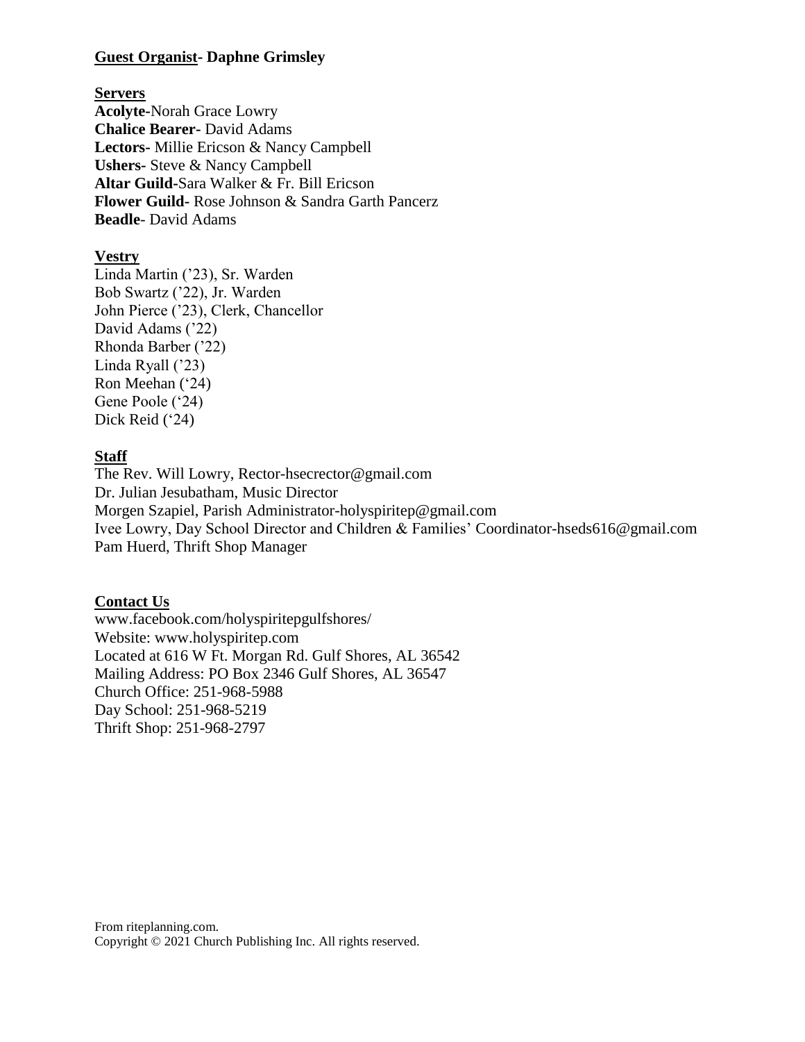**Guest Organist- Daphne Grimsley**

**Servers**

**Acolyte-**Norah Grace Lowry
**Chalice Bearer-** David Adams
**Lectors-** Millie Ericson & Nancy Campbell
**Ushers-** Steve & Nancy Campbell
**Altar Guild-**Sara Walker & Fr. Bill Ericson
**Flower Guild-** Rose Johnson & Sandra Garth Pancerz
**Beadle**- David Adams

**Vestry**

Linda Martin ('23), Sr. Warden
Bob Swartz ('22), Jr. Warden
John Pierce ('23), Clerk, Chancellor
David Adams ('22)
Rhonda Barber ('22)
Linda Ryall ('23)
Ron Meehan ('24)
Gene Poole ('24)
Dick Reid ('24)

**Staff**

The Rev. Will Lowry, Rector-hsecrector@gmail.com
Dr. Julian Jesubatham, Music Director
Morgen Szapiel, Parish Administrator-holyspiritep@gmail.com
Ivee Lowry, Day School Director and Children & Families' Coordinator-hseds616@gmail.com
Pam Huerd, Thrift Shop Manager

**Contact Us**

www.facebook.com/holyspiritepgulfshores/
Website: www.holyspiritep.com
Located at 616 W Ft. Morgan Rd. Gulf Shores, AL 36542
Mailing Address: PO Box 2346 Gulf Shores, AL 36547
Church Office: 251-968-5988
Day School: 251-968-5219
Thrift Shop: 251-968-2797

From riteplanning.com.
Copyright © 2021 Church Publishing Inc. All rights reserved.